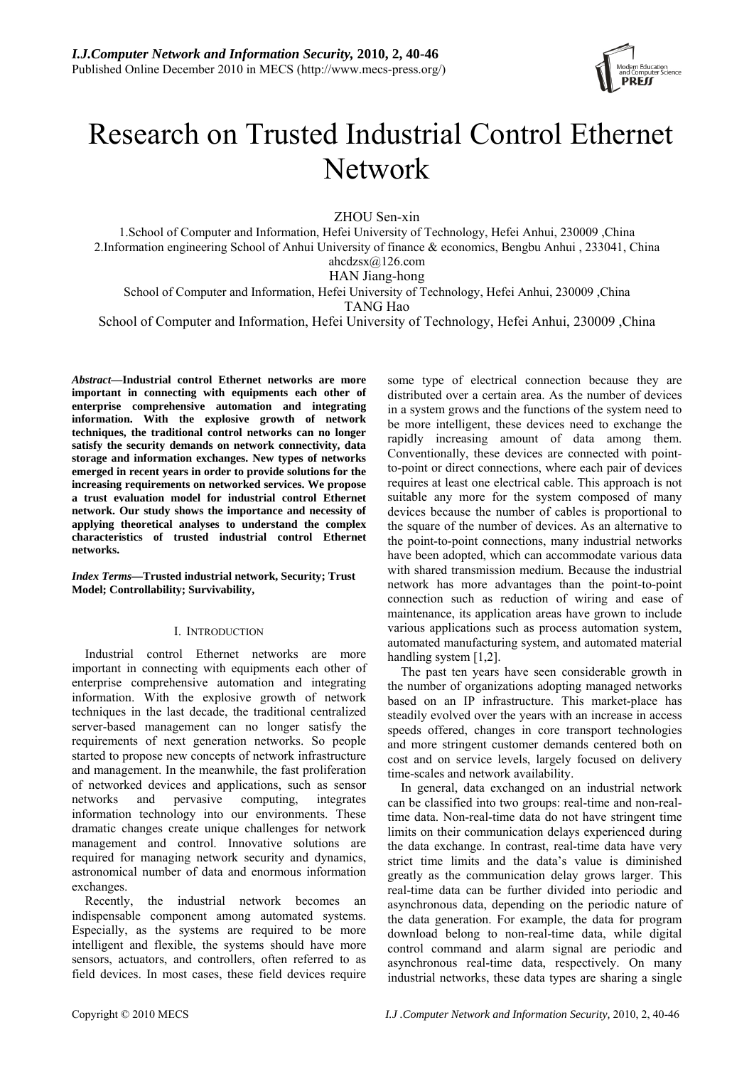# Research on Trusted Industrial Control Ethernet Network

ZHOU Sen-xin

1.School of Computer and Information, Hefei University of Technology, Hefei Anhui, 230009 ,China

2.Information engineering School of Anhui University of finance & economics, Bengbu Anhui , 233041, China

ahcdzsx@126.com

HAN Jiang-hong

School of Computer and Information, Hefei University of Technology, Hefei Anhui, 230009 ,China

TANG Hao

School of Computer and Information, Hefei University of Technology, Hefei Anhui, 230009 ,China

***Abstract*—Industrial control Ethernet networks are more important in connecting with equipments each other of enterprise comprehensive automation and integrating information. With the explosive growth of network techniques, the traditional control networks can no longer satisfy the security demands on network connectivity, data storage and information exchanges. New types of networks emerged in recent years in order to provide solutions for the increasing requirements on networked services. We propose a trust evaluation model for industrial control Ethernet network. Our study shows the importance and necessity of applying theoretical analyses to understand the complex characteristics of trusted industrial control Ethernet networks.**

***Index Terms*—Trusted industrial network, Security; Trust Model; Controllability; Survivability,**

## I. INTRODUCTION

Industrial control Ethernet networks are more important in connecting with equipments each other of enterprise comprehensive automation and integrating information. With the explosive growth of network techniques in the last decade, the traditional centralized server-based management can no longer satisfy the requirements of next generation networks. So people started to propose new concepts of network infrastructure and management. In the meanwhile, the fast proliferation of networked devices and applications, such as sensor networks and pervasive computing, integrates information technology into our environments. These dramatic changes create unique challenges for network management and control. Innovative solutions are required for managing network security and dynamics, astronomical number of data and enormous information exchanges.

Recently, the industrial network becomes an indispensable component among automated systems. Especially, as the systems are required to be more intelligent and flexible, the systems should have more sensors, actuators, and controllers, often referred to as field devices. In most cases, these field devices require some type of electrical connection because they are distributed over a certain area. As the number of devices in a system grows and the functions of the system need to be more intelligent, these devices need to exchange the rapidly increasing amount of data among them. Conventionally, these devices are connected with point-to-point or direct connections, where each pair of devices requires at least one electrical cable. This approach is not suitable any more for the system composed of many devices because the number of cables is proportional to the square of the number of devices. As an alternative to the point-to-point connections, many industrial networks have been adopted, which can accommodate various data with shared transmission medium. Because the industrial network has more advantages than the point-to-point connection such as reduction of wiring and ease of maintenance, its application areas have grown to include various applications such as process automation system, automated manufacturing system, and automated material handling system [1,2].

The past ten years have seen considerable growth in the number of organizations adopting managed networks based on an IP infrastructure. This market-place has steadily evolved over the years with an increase in access speeds offered, changes in core transport technologies and more stringent customer demands centered both on cost and on service levels, largely focused on delivery time-scales and network availability.

In general, data exchanged on an industrial network can be classified into two groups: real-time and non-real-time data. Non-real-time data do not have stringent time limits on their communication delays experienced during the data exchange. In contrast, real-time data have very strict time limits and the data's value is diminished greatly as the communication delay grows larger. This real-time data can be further divided into periodic and asynchronous data, depending on the periodic nature of the data generation. For example, the data for program download belong to non-real-time data, while digital control command and alarm signal are periodic and asynchronous real-time data, respectively. On many industrial networks, these data types are sharing a single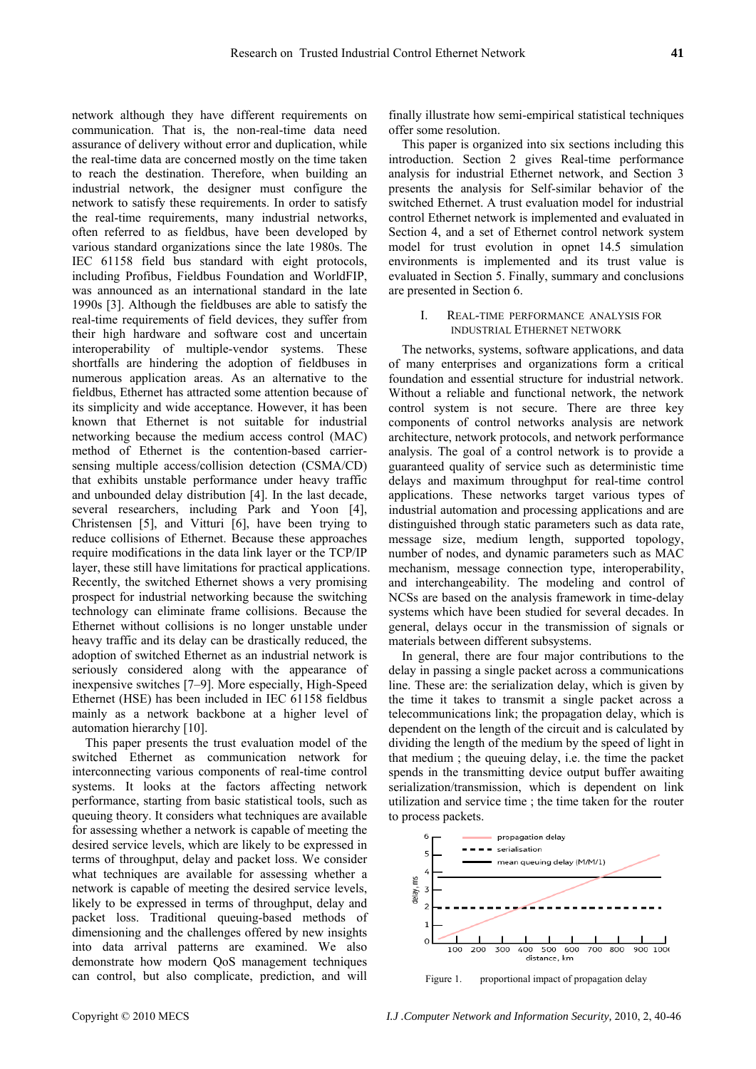network although they have different requirements on communication. That is, the non-real-time data need assurance of delivery without error and duplication, while the real-time data are concerned mostly on the time taken to reach the destination. Therefore, when building an industrial network, the designer must configure the network to satisfy these requirements. In order to satisfy the real-time requirements, many industrial networks, often referred to as fieldbus, have been developed by various standard organizations since the late 1980s. The IEC 61158 field bus standard with eight protocols, including Profibus, Fieldbus Foundation and WorldFIP, was announced as an international standard in the late 1990s [3]. Although the fieldbuses are able to satisfy the real-time requirements of field devices, they suffer from their high hardware and software cost and uncertain interoperability of multiple-vendor systems. These shortfalls are hindering the adoption of fieldbuses in numerous application areas. As an alternative to the fieldbus, Ethernet has attracted some attention because of its simplicity and wide acceptance. However, it has been known that Ethernet is not suitable for industrial networking because the medium access control (MAC) method of Ethernet is the contention-based carrier-sensing multiple access/collision detection (CSMA/CD) that exhibits unstable performance under heavy traffic and unbounded delay distribution [4]. In the last decade, several researchers, including Park and Yoon [4], Christensen [5], and Vitturi [6], have been trying to reduce collisions of Ethernet. Because these approaches require modifications in the data link layer or the TCP/IP layer, these still have limitations for practical applications. Recently, the switched Ethernet shows a very promising prospect for industrial networking because the switching technology can eliminate frame collisions. Because the Ethernet without collisions is no longer unstable under heavy traffic and its delay can be drastically reduced, the adoption of switched Ethernet as an industrial network is seriously considered along with the appearance of inexpensive switches [7–9]. More especially, High-Speed Ethernet (HSE) has been included in IEC 61158 fieldbus mainly as a network backbone at a higher level of automation hierarchy [10].

This paper presents the trust evaluation model of the switched Ethernet as communication network for interconnecting various components of real-time control systems. It looks at the factors affecting network performance, starting from basic statistical tools, such as queuing theory. It considers what techniques are available for assessing whether a network is capable of meeting the desired service levels, which are likely to be expressed in terms of throughput, delay and packet loss. We consider what techniques are available for assessing whether a network is capable of meeting the desired service levels, likely to be expressed in terms of throughput, delay and packet loss. Traditional queuing-based methods of dimensioning and the challenges offered by new insights into data arrival patterns are examined. We also demonstrate how modern QoS management techniques can control, but also complicate, prediction, and will finally illustrate how semi-empirical statistical techniques offer some resolution.

This paper is organized into six sections including this introduction. Section 2 gives Real-time performance analysis for industrial Ethernet network, and Section 3 presents the analysis for Self-similar behavior of the switched Ethernet. A trust evaluation model for industrial control Ethernet network is implemented and evaluated in Section 4, and a set of Ethernet control network system model for trust evolution in opnet 14.5 simulation environments is implemented and its trust value is evaluated in Section 5. Finally, summary and conclusions are presented in Section 6.

## I. Real-time performance analysis for industrial Ethernet network

The networks, systems, software applications, and data of many enterprises and organizations form a critical foundation and essential structure for industrial network. Without a reliable and functional network, the network control system is not secure. There are three key components of control networks analysis are network architecture, network protocols, and network performance analysis. The goal of a control network is to provide a guaranteed quality of service such as deterministic time delays and maximum throughput for real-time control applications. These networks target various types of industrial automation and processing applications and are distinguished through static parameters such as data rate, message size, medium length, supported topology, number of nodes, and dynamic parameters such as MAC mechanism, message connection type, interoperability, and interchangeability. The modeling and control of NCSs are based on the analysis framework in time-delay systems which have been studied for several decades. In general, delays occur in the transmission of signals or materials between different subsystems.

In general, there are four major contributions to the delay in passing a single packet across a communications line. These are: the serialization delay, which is given by the time it takes to transmit a single packet across a telecommunications link; the propagation delay, which is dependent on the length of the circuit and is calculated by dividing the length of the medium by the speed of light in that medium ; the queuing delay, i.e. the time the packet spends in the transmitting device output buffer awaiting serialization/transmission, which is dependent on link utilization and service time ; the time taken for the router to process packets.

propagation delay
serialisation
mean queuing delay (M/M/1)
delay, ms
0
1
2
3
4
5
6
100 200 300 400 500 600 700 800 900 1000
distance, km

Figure 1. proportional impact of propagation delay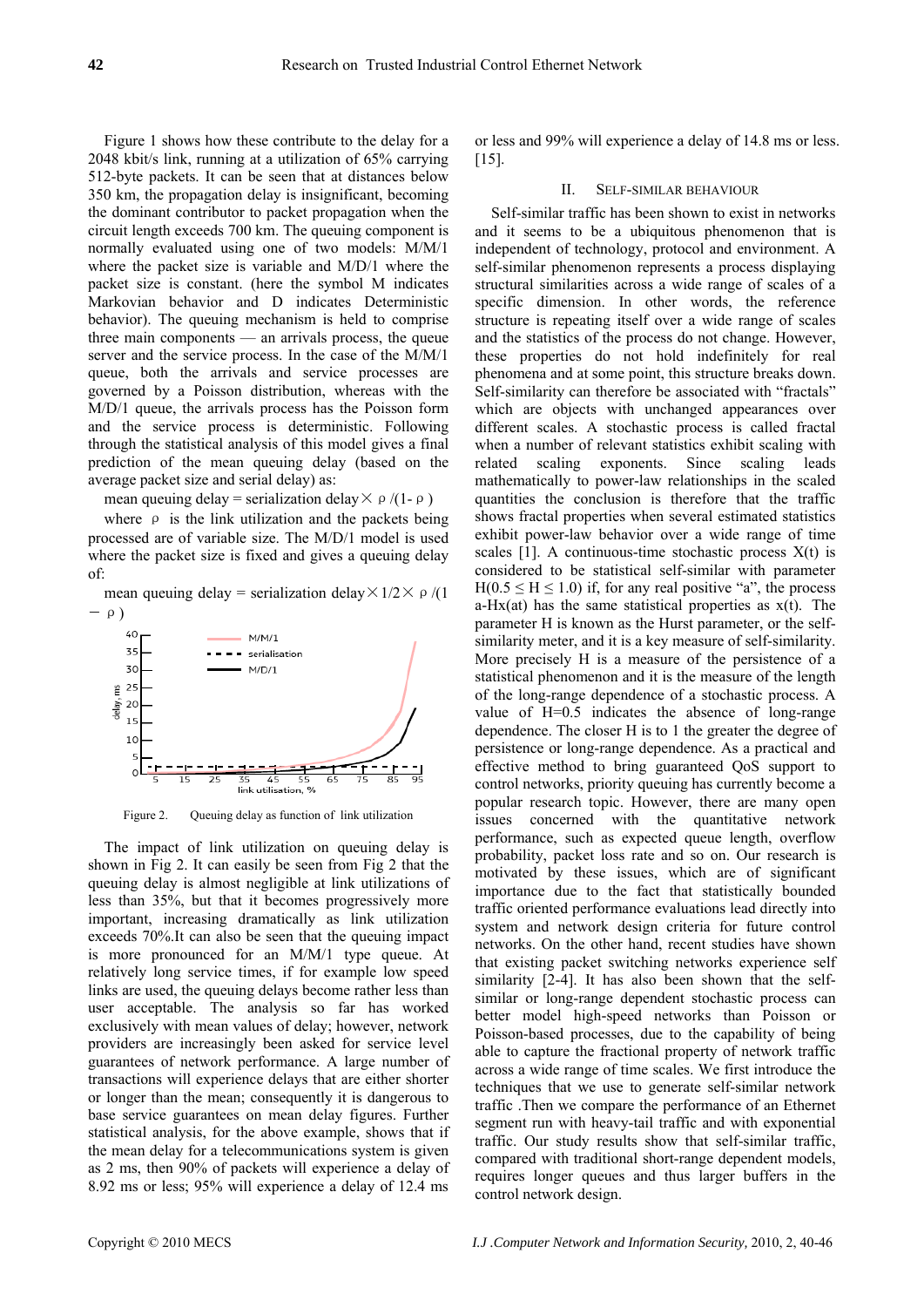Figure 1 shows how these contribute to the delay for a 2048 kbit/s link, running at a utilization of 65% carrying 512-byte packets. It can be seen that at distances below 350 km, the propagation delay is insignificant, becoming the dominant contributor to packet propagation when the circuit length exceeds 700 km. The queuing component is normally evaluated using one of two models: M/M/1 where the packet size is variable and M/D/1 where the packet size is constant. (here the symbol M indicates Markovian behavior and D indicates Deterministic behavior). The queuing mechanism is held to comprise three main components — an arrivals process, the queue server and the service process. In the case of the M/M/1 queue, both the arrivals and service processes are governed by a Poisson distribution, whereas with the M/D/1 queue, the arrivals process has the Poisson form and the service process is deterministic. Following through the statistical analysis of this model gives a final prediction of the mean queuing delay (based on the average packet size and serial delay) as:

mean queuing delay = serialization delay $\times \rho/(1-\rho)$

where $\rho$ is the link utilization and the packets being processed are of variable size. The M/D/1 model is used where the packet size is fixed and gives a queuing delay of:

mean queuing delay = serialization delay $\times 1/2 \times \rho/(1-\rho)$

Figure 2. Queuing delay as function of link utilization

The impact of link utilization on queuing delay is shown in Fig 2. It can easily be seen from Fig 2 that the queuing delay is almost negligible at link utilizations of less than 35%, but that it becomes progressively more important, increasing dramatically as link utilization exceeds 70%.It can also be seen that the queuing impact is more pronounced for an M/M/1 type queue. At relatively long service times, if for example low speed links are used, the queuing delays become rather less than user acceptable. The analysis so far has worked exclusively with mean values of delay; however, network providers are increasingly been asked for service level guarantees of network performance. A large number of transactions will experience delays that are either shorter or longer than the mean; consequently it is dangerous to base service guarantees on mean delay figures. Further statistical analysis, for the above example, shows that if the mean delay for a telecommunications system is given as 2 ms, then 90% of packets will experience a delay of 8.92 ms or less; 95% will experience a delay of 12.4 ms or less and 99% will experience a delay of 14.8 ms or less. [15].

## II. SELF-SIMILAR BEHAVIOUR

Self-similar traffic has been shown to exist in networks and it seems to be a ubiquitous phenomenon that is independent of technology, protocol and environment. A self-similar phenomenon represents a process displaying structural similarities across a wide range of scales of a specific dimension. In other words, the reference structure is repeating itself over a wide range of scales and the statistics of the process do not change. However, these properties do not hold indefinitely for real phenomena and at some point, this structure breaks down. Self-similarity can therefore be associated with "fractals" which are objects with unchanged appearances over different scales. A stochastic process is called fractal when a number of relevant statistics exhibit scaling with related scaling exponents. Since scaling leads mathematically to power-law relationships in the scaled quantities the conclusion is therefore that the traffic shows fractal properties when several estimated statistics exhibit power-law behavior over a wide range of time scales [1]. A continuous-time stochastic process $X(t)$ is considered to be statistical self-similar with parameter $H(0.5 \leq H \leq 1.0)$ if, for any real positive "a", the process $a^{-H}x(at)$ has the same statistical properties as $x(t)$. The parameter H is known as the Hurst parameter, or the self-similarity meter, and it is a key measure of self-similarity. More precisely H is a measure of the persistence of a statistical phenomenon and it is the measure of the length of the long-range dependence of a stochastic process. A value of H=0.5 indicates the absence of long-range dependence. The closer H is to 1 the greater the degree of persistence or long-range dependence. As a practical and effective method to bring guaranteed QoS support to control networks, priority queuing has currently become a popular research topic. However, there are many open issues concerned with the quantitative network performance, such as expected queue length, overflow probability, packet loss rate and so on. Our research is motivated by these issues, which are of significant importance due to the fact that statistically bounded traffic oriented performance evaluations lead directly into system and network design criteria for future control networks. On the other hand, recent studies have shown that existing packet switching networks experience self similarity [2-4]. It has also been shown that the self-similar or long-range dependent stochastic process can better model high-speed networks than Poisson or Poisson-based processes, due to the capability of being able to capture the fractional property of network traffic across a wide range of time scales. We first introduce the techniques that we use to generate self-similar network traffic .Then we compare the performance of an Ethernet segment run with heavy-tail traffic and with exponential traffic. Our study results show that self-similar traffic, compared with traditional short-range dependent models, requires longer queues and thus larger buffers in the control network design.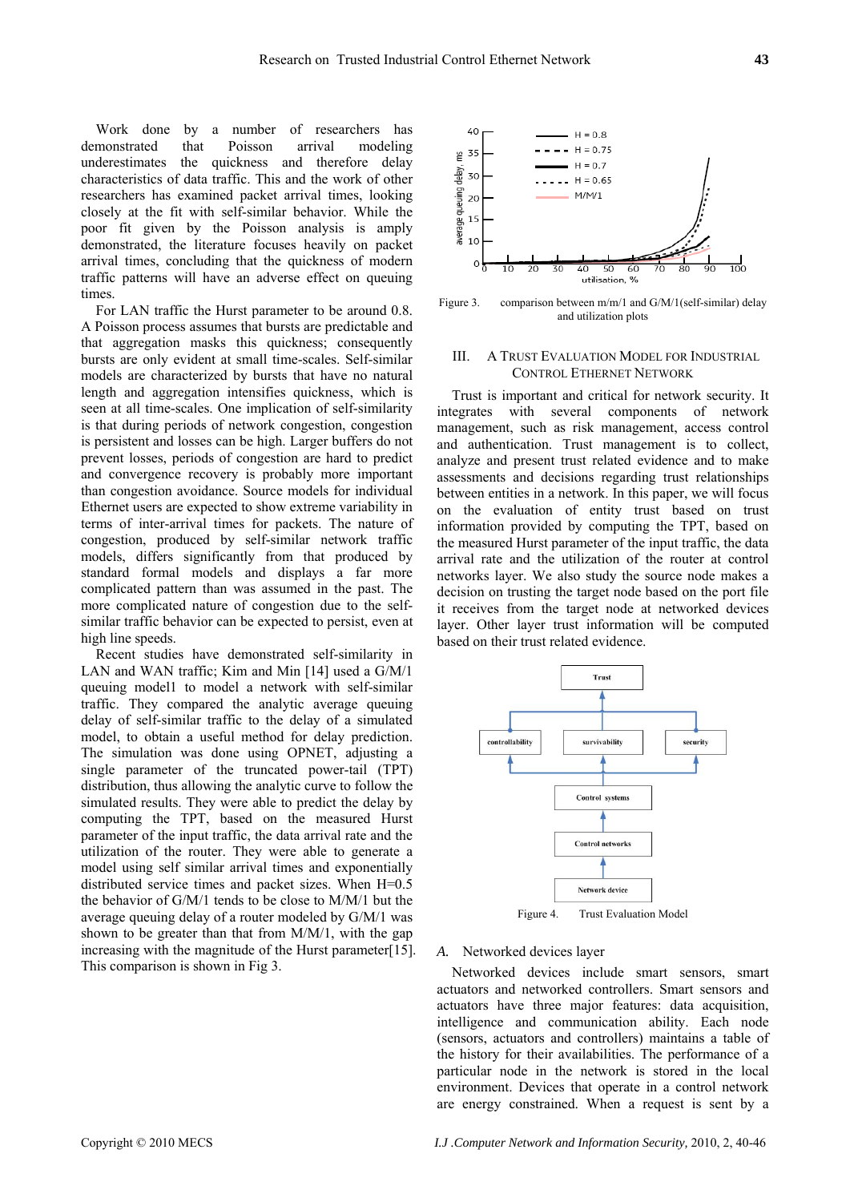Work done by a number of researchers has demonstrated that Poisson arrival modeling underestimates the quickness and therefore delay characteristics of data traffic. This and the work of other researchers has examined packet arrival times, looking closely at the fit with self-similar behavior. While the poor fit given by the Poisson analysis is amply demonstrated, the literature focuses heavily on packet arrival times, concluding that the quickness of modern traffic patterns will have an adverse effect on queuing times.

For LAN traffic the Hurst parameter to be around 0.8. A Poisson process assumes that bursts are predictable and that aggregation masks this quickness; consequently bursts are only evident at small time-scales. Self-similar models are characterized by bursts that have no natural length and aggregation intensifies quickness, which is seen at all time-scales. One implication of self-similarity is that during periods of network congestion, congestion is persistent and losses can be high. Larger buffers do not prevent losses, periods of congestion are hard to predict and convergence recovery is probably more important than congestion avoidance. Source models for individual Ethernet users are expected to show extreme variability in terms of inter-arrival times for packets. The nature of congestion, produced by self-similar network traffic models, differs significantly from that produced by standard formal models and displays a far more complicated pattern than was assumed in the past. The more complicated nature of congestion due to the self-similar traffic behavior can be expected to persist, even at high line speeds.

Recent studies have demonstrated self-similarity in LAN and WAN traffic; Kim and Min [14] used a G/M/1 queuing model1 to model a network with self-similar traffic. They compared the analytic average queuing delay of self-similar traffic to the delay of a simulated model, to obtain a useful method for delay prediction. The simulation was done using OPNET, adjusting a single parameter of the truncated power-tail (TPT) distribution, thus allowing the analytic curve to follow the simulated results. They were able to predict the delay by computing the TPT, based on the measured Hurst parameter of the input traffic, the data arrival rate and the utilization of the router. They were able to generate a model using self similar arrival times and exponentially distributed service times and packet sizes. When H=0.5 the behavior of G/M/1 tends to be close to M/M/1 but the average queuing delay of a router modeled by G/M/1 was shown to be greater than that from M/M/1, with the gap increasing with the magnitude of the Hurst parameter[15]. This comparison is shown in Fig 3.

Figure 3. comparison between m/m/1 and G/M/1(self-similar) delay and utilization plots

## III. A Trust Evaluation Model for Industrial Control Ethernet Network

Trust is important and critical for network security. It integrates with several components of network management, such as risk management, access control and authentication. Trust management is to collect, analyze and present trust related evidence and to make assessments and decisions regarding trust relationships between entities in a network. In this paper, we will focus on the evaluation of entity trust based on trust information provided by computing the TPT, based on the measured Hurst parameter of the input traffic, the data arrival rate and the utilization of the router at control networks layer. We also study the source node makes a decision on trusting the target node based on the port file it receives from the target node at networked devices layer. Other layer trust information will be computed based on their trust related evidence.

Figure 4. Trust Evaluation Model

### A. Networked devices layer

Networked devices include smart sensors, smart actuators and networked controllers. Smart sensors and actuators have three major features: data acquisition, intelligence and communication ability. Each node (sensors, actuators and controllers) maintains a table of the history for their availabilities. The performance of a particular node in the network is stored in the local environment. Devices that operate in a control network are energy constrained. When a request is sent by a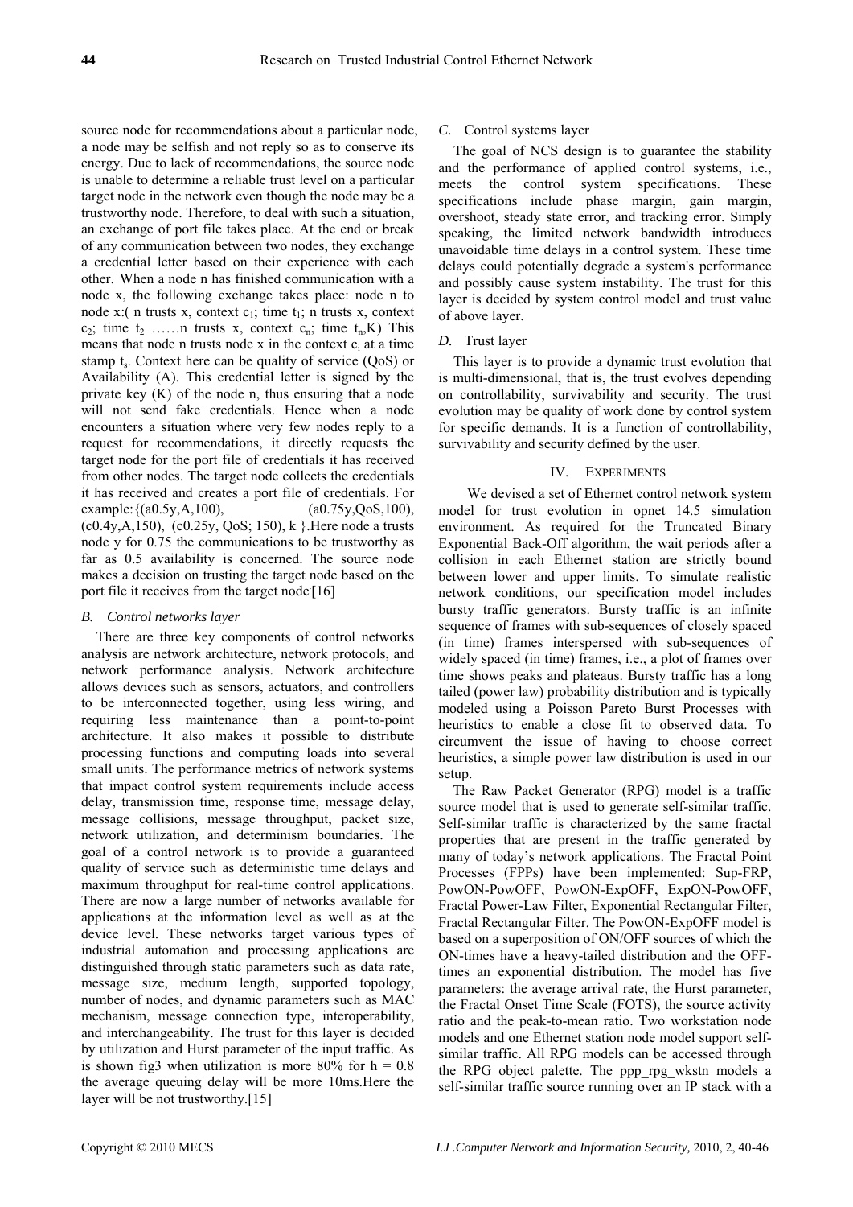source node for recommendations about a particular node, a node may be selfish and not reply so as to conserve its energy. Due to lack of recommendations, the source node is unable to determine a reliable trust level on a particular target node in the network even though the node may be a trustworthy node. Therefore, to deal with such a situation, an exchange of port file takes place. At the end or break of any communication between two nodes, they exchange a credential letter based on their experience with each other. When a node n has finished communication with a node x, the following exchange takes place: node n to node x:( n trusts x, context $c_1$; time $t_1$; n trusts x, context $c_2$; time $t_2$ ……n trusts x, context $c_n$; time $t_n$,K) This means that node n trusts node x in the context $c_i$ at a time stamp $t_s$. Context here can be quality of service (QoS) or Availability (A). This credential letter is signed by the private key (K) of the node n, thus ensuring that a node will not send fake credentials. Hence when a node encounters a situation where very few nodes reply to a request for recommendations, it directly requests the target node for the port file of credentials it has received from other nodes. The target node collects the credentials it has received and creates a port file of credentials. For example:{(a0.5y,A,100), (a0.75y,QoS,100), (c0.4y,A,150), (c0.25y, QoS; 150), k }.Here node a trusts node y for 0.75 the communications to be trustworthy as far as 0.5 availability is concerned. The source node makes a decision on trusting the target node based on the port file it receives from the target node.[16]

### *B. Control networks layer*

There are three key components of control networks analysis are network architecture, network protocols, and network performance analysis. Network architecture allows devices such as sensors, actuators, and controllers to be interconnected together, using less wiring, and requiring less maintenance than a point-to-point architecture. It also makes it possible to distribute processing functions and computing loads into several small units. The performance metrics of network systems that impact control system requirements include access delay, transmission time, response time, message delay, message collisions, message throughput, packet size, network utilization, and determinism boundaries. The goal of a control network is to provide a guaranteed quality of service such as deterministic time delays and maximum throughput for real-time control applications. There are now a large number of networks available for applications at the information level as well as at the device level. These networks target various types of industrial automation and processing applications are distinguished through static parameters such as data rate, message size, medium length, supported topology, number of nodes, and dynamic parameters such as MAC mechanism, message connection type, interoperability, and interchangeability. The trust for this layer is decided by utilization and Hurst parameter of the input traffic. As is shown fig3 when utilization is more 80% for h = 0.8 the average queuing delay will be more 10ms.Here the layer will be not trustworthy.[15]

### *C.* Control systems layer

The goal of NCS design is to guarantee the stability and the performance of applied control systems, i.e., meets the control system specifications. These specifications include phase margin, gain margin, overshoot, steady state error, and tracking error. Simply speaking, the limited network bandwidth introduces unavoidable time delays in a control system. These time delays could potentially degrade a system's performance and possibly cause system instability. The trust for this layer is decided by system control model and trust value of above layer.

### *D.* Trust layer

This layer is to provide a dynamic trust evolution that is multi-dimensional, that is, the trust evolves depending on controllability, survivability and security. The trust evolution may be quality of work done by control system for specific demands. It is a function of controllability, survivability and security defined by the user.

## IV. EXPERIMENTS

We devised a set of Ethernet control network system model for trust evolution in opnet 14.5 simulation environment. As required for the Truncated Binary Exponential Back-Off algorithm, the wait periods after a collision in each Ethernet station are strictly bound between lower and upper limits. To simulate realistic network conditions, our specification model includes bursty traffic generators. Bursty traffic is an infinite sequence of frames with sub-sequences of closely spaced (in time) frames interspersed with sub-sequences of widely spaced (in time) frames, i.e., a plot of frames over time shows peaks and plateaus. Bursty traffic has a long tailed (power law) probability distribution and is typically modeled using a Poisson Pareto Burst Processes with heuristics to enable a close fit to observed data. To circumvent the issue of having to choose correct heuristics, a simple power law distribution is used in our setup.

The Raw Packet Generator (RPG) model is a traffic source model that is used to generate self-similar traffic. Self-similar traffic is characterized by the same fractal properties that are present in the traffic generated by many of today's network applications. The Fractal Point Processes (FPPs) have been implemented: Sup-FRP, PowON-PowOFF, PowON-ExpOFF, ExpON-PowOFF, Fractal Power-Law Filter, Exponential Rectangular Filter, Fractal Rectangular Filter. The PowON-ExpOFF model is based on a superposition of ON/OFF sources of which the ON-times have a heavy-tailed distribution and the OFF-times an exponential distribution. The model has five parameters: the average arrival rate, the Hurst parameter, the Fractal Onset Time Scale (FOTS), the source activity ratio and the peak-to-mean ratio. Two workstation node models and one Ethernet station node model support self-similar traffic. All RPG models can be accessed through the RPG object palette. The ppp_rpg_wkstn models a self-similar traffic source running over an IP stack with a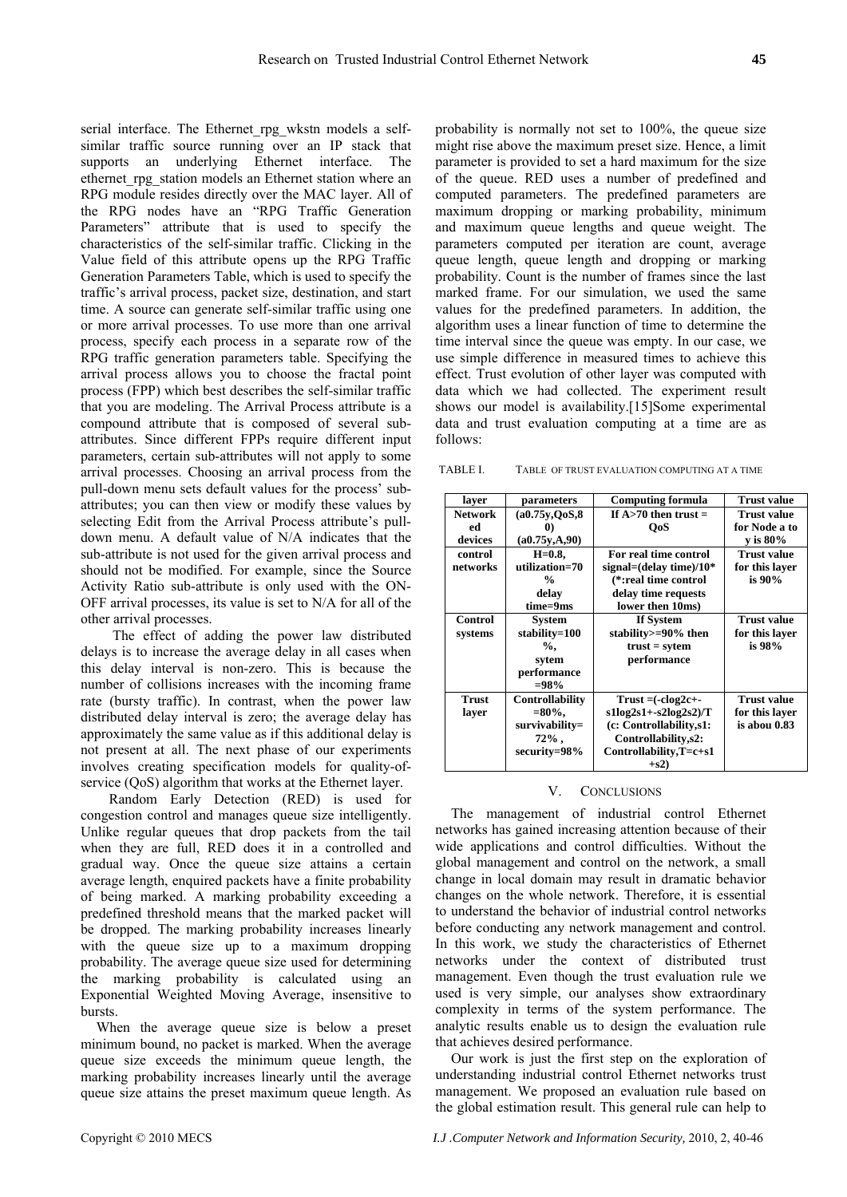serial interface. The Ethernet_rpg_wkstn models a self-similar traffic source running over an IP stack that supports an underlying Ethernet interface. The ethernet_rpg_station models an Ethernet station where an RPG module resides directly over the MAC layer. All of the RPG nodes have an "RPG Traffic Generation Parameters" attribute that is used to specify the characteristics of the self-similar traffic. Clicking in the Value field of this attribute opens up the RPG Traffic Generation Parameters Table, which is used to specify the traffic's arrival process, packet size, destination, and start time. A source can generate self-similar traffic using one or more arrival processes. To use more than one arrival process, specify each process in a separate row of the RPG traffic generation parameters table. Specifying the arrival process allows you to choose the fractal point process (FPP) which best describes the self-similar traffic that you are modeling. The Arrival Process attribute is a compound attribute that is composed of several sub-attributes. Since different FPPs require different input parameters, certain sub-attributes will not apply to some arrival processes. Choosing an arrival process from the pull-down menu sets default values for the process' sub-attributes; you can then view or modify these values by selecting Edit from the Arrival Process attribute's pull-down menu. A default value of N/A indicates that the sub-attribute is not used for the given arrival process and should not be modified. For example, since the Source Activity Ratio sub-attribute is only used with the ON-OFF arrival processes, its value is set to N/A for all of the other arrival processes.

The effect of adding the power law distributed delays is to increase the average delay in all cases when this delay interval is non-zero. This is because the number of collisions increases with the incoming frame rate (bursty traffic). In contrast, when the power law distributed delay interval is zero; the average delay has approximately the same value as if this additional delay is not present at all. The next phase of our experiments involves creating specification models for quality-of-service (QoS) algorithm that works at the Ethernet layer.

Random Early Detection (RED) is used for congestion control and manages queue size intelligently. Unlike regular queues that drop packets from the tail when they are full, RED does it in a controlled and gradual way. Once the queue size attains a certain average length, enquired packets have a finite probability of being marked. A marking probability exceeding a predefined threshold means that the marked packet will be dropped. The marking probability increases linearly with the queue size up to a maximum dropping probability. The average queue size used for determining the marking probability is calculated using an Exponential Weighted Moving Average, insensitive to bursts.

When the average queue size is below a preset minimum bound, no packet is marked. When the average queue size exceeds the minimum queue length, the marking probability increases linearly until the average queue size attains the preset maximum queue length. As probability is normally not set to 100%, the queue size might rise above the maximum preset size. Hence, a limit parameter is provided to set a hard maximum for the size of the queue. RED uses a number of predefined and computed parameters. The predefined parameters are maximum dropping or marking probability, minimum and maximum queue lengths and queue weight. The parameters computed per iteration are count, average queue length, queue length and dropping or marking probability. Count is the number of frames since the last marked frame. For our simulation, we used the same values for the predefined parameters. In addition, the algorithm uses a linear function of time to determine the time interval since the queue was empty. In our case, we use simple difference in measured times to achieve this effect. Trust evolution of other layer was computed with data which we had collected. The experiment result shows our model is availability.[15]Some experimental data and trust evaluation computing at a time are as follows:

TABLE I. TABLE OF TRUST EVALUATION COMPUTING AT A TIME

| layer | parameters | Computing formula | Trust value |
|---|---|---|---|
| **Network ed devices** | **(a0.75y,QoS,80) (a0.75y,A,90)** | **If A>70 then trust = QoS** | **Trust value for Node a to y is 80%** |
| **control networks** | **H=0.8, utilization=70 % delay time=9ms** | **For real time control signal=(delay time)/10* (*:real time control delay time requests lower then 10ms)** | **Trust value for this layer is 90%** |
| **Control systems** | **System stability=100 %, sytem performance =98%** | **If System stability>=90% then trust = sytem performance** | **Trust value for this layer is 98%** |
| **Trust layer** | **Controllability =80%, survivability= 72% , security=98%** | **Trust =(-clog2c+-s1log2s1+-s2log2s2)/T (c: Controllability,s1: Controllability,s2: Controllability,T=c+s1+s2)** | **Trust value for this layer is abou 0.83** |

## V. CONCLUSIONS

The management of industrial control Ethernet networks has gained increasing attention because of their wide applications and control difficulties. Without the global management and control on the network, a small change in local domain may result in dramatic behavior changes on the whole network. Therefore, it is essential to understand the behavior of industrial control networks before conducting any network management and control. In this work, we study the characteristics of Ethernet networks under the context of distributed trust management. Even though the trust evaluation rule we used is very simple, our analyses show extraordinary complexity in terms of the system performance. The analytic results enable us to design the evaluation rule that achieves desired performance.

Our work is just the first step on the exploration of understanding industrial control Ethernet networks trust management. We proposed an evaluation rule based on the global estimation result. This general rule can help to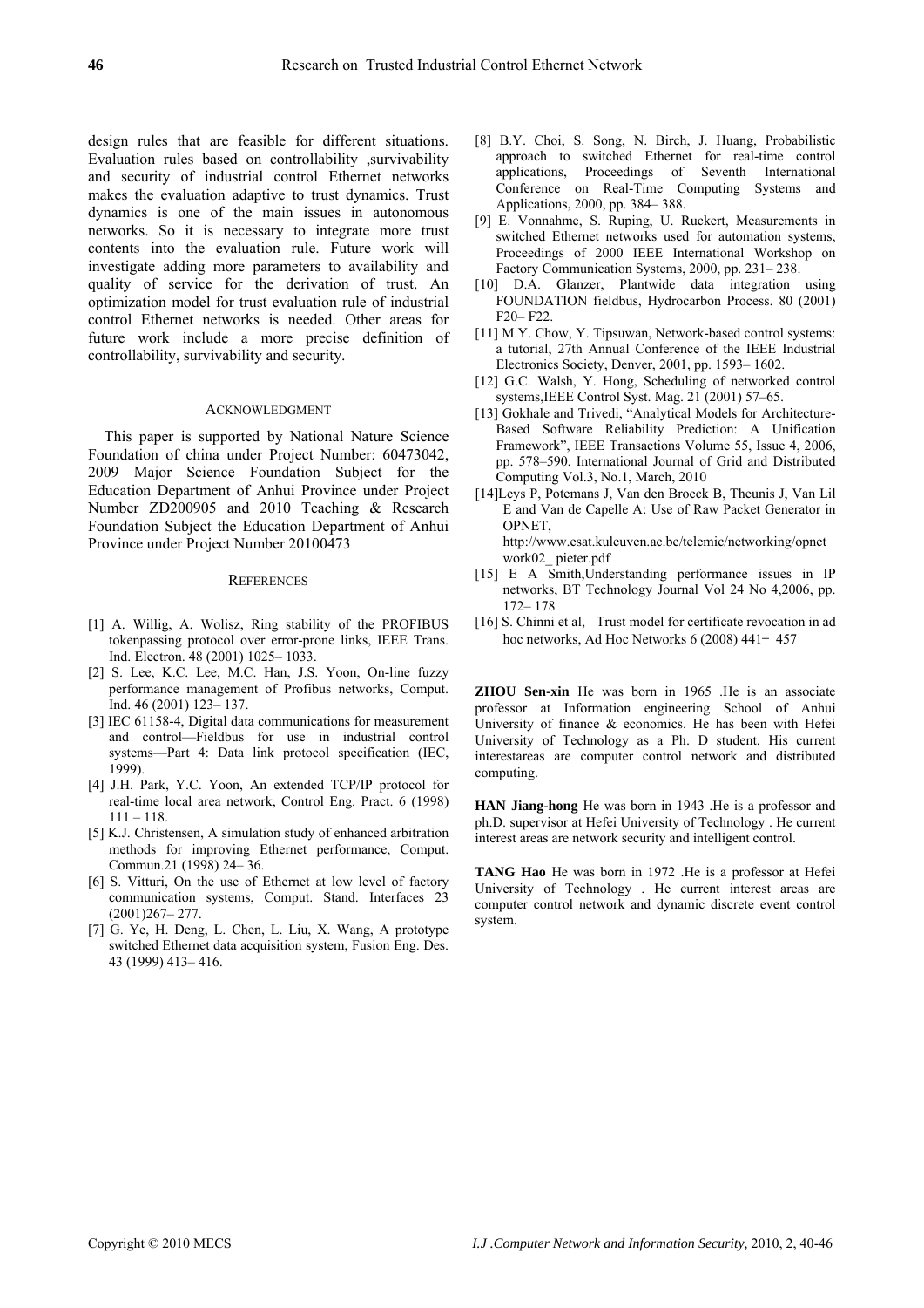design rules that are feasible for different situations. Evaluation rules based on controllability ,survivability and security of industrial control Ethernet networks makes the evaluation adaptive to trust dynamics. Trust dynamics is one of the main issues in autonomous networks. So it is necessary to integrate more trust contents into the evaluation rule. Future work will investigate adding more parameters to availability and quality of service for the derivation of trust. An optimization model for trust evaluation rule of industrial control Ethernet networks is needed. Other areas for future work include a more precise definition of controllability, survivability and security.

## ACKNOWLEDGMENT

This paper is supported by National Nature Science Foundation of china under Project Number: 60473042, 2009 Major Science Foundation Subject for the Education Department of Anhui Province under Project Number ZD200905 and 2010 Teaching & Research Foundation Subject the Education Department of Anhui Province under Project Number 20100473

## REFERENCES

[1] A. Willig, A. Wolisz, Ring stability of the PROFIBUS tokenpassing protocol over error-prone links, IEEE Trans. Ind. Electron. 48 (2001) 1025– 1033.

[2] S. Lee, K.C. Lee, M.C. Han, J.S. Yoon, On-line fuzzy performance management of Profibus networks, Comput. Ind. 46 (2001) 123– 137.

[3] IEC 61158-4, Digital data communications for measurement and control—Fieldbus for use in industrial control systems—Part 4: Data link protocol specification (IEC, 1999).

[4] J.H. Park, Y.C. Yoon, An extended TCP/IP protocol for real-time local area network, Control Eng. Pract. 6 (1998) 111 – 118.

[5] K.J. Christensen, A simulation study of enhanced arbitration methods for improving Ethernet performance, Comput. Commun.21 (1998) 24– 36.

[6] S. Vitturi, On the use of Ethernet at low level of factory communication systems, Comput. Stand. Interfaces 23 (2001)267– 277.

[7] G. Ye, H. Deng, L. Chen, L. Liu, X. Wang, A prototype switched Ethernet data acquisition system, Fusion Eng. Des. 43 (1999) 413– 416.

[8] B.Y. Choi, S. Song, N. Birch, J. Huang, Probabilistic approach to switched Ethernet for real-time control applications, Proceedings of Seventh International Conference on Real-Time Computing Systems and Applications, 2000, pp. 384– 388.

[9] E. Vonnahme, S. Ruping, U. Ruckert, Measurements in switched Ethernet networks used for automation systems, Proceedings of 2000 IEEE International Workshop on Factory Communication Systems, 2000, pp. 231– 238.

[10] D.A. Glanzer, Plantwide data integration using FOUNDATION fieldbus, Hydrocarbon Process. 80 (2001) F20– F22.

[11] M.Y. Chow, Y. Tipsuwan, Network-based control systems: a tutorial, 27th Annual Conference of the IEEE Industrial Electronics Society, Denver, 2001, pp. 1593– 1602.

[12] G.C. Walsh, Y. Hong, Scheduling of networked control systems,IEEE Control Syst. Mag. 21 (2001) 57–65.

[13] Gokhale and Trivedi, "Analytical Models for Architecture-Based Software Reliability Prediction: A Unification Framework", IEEE Transactions Volume 55, Issue 4, 2006, pp. 578–590. International Journal of Grid and Distributed Computing Vol.3, No.1, March, 2010

[14]Leys P, Potemans J, Van den Broeck B, Theunis J, Van Lil E and Van de Capelle A: Use of Raw Packet Generator in OPNET, http://www.esat.kuleuven.ac.be/telemic/networking/opnetwork02_ pieter.pdf

[15] E A Smith,Understanding performance issues in IP networks, BT Technology Journal Vol 24 No 4,2006, pp. 172– 178

[16] S. Chinni et al, Trust model for certificate revocation in ad hoc networks, Ad Hoc Networks 6 (2008) 441− 457

**ZHOU Sen-xin** He was born in 1965 .He is an associate professor at Information engineering School of Anhui University of finance & economics. He has been with Hefei University of Technology as a Ph. D student. His current interestareas are computer control network and distributed computing.

**HAN Jiang-hong** He was born in 1943 .He is a professor and ph.D. supervisor at Hefei University of Technology . He current interest areas are network security and intelligent control.

**TANG Hao** He was born in 1972 .He is a professor at Hefei University of Technology . He current interest areas are computer control network and dynamic discrete event control system.